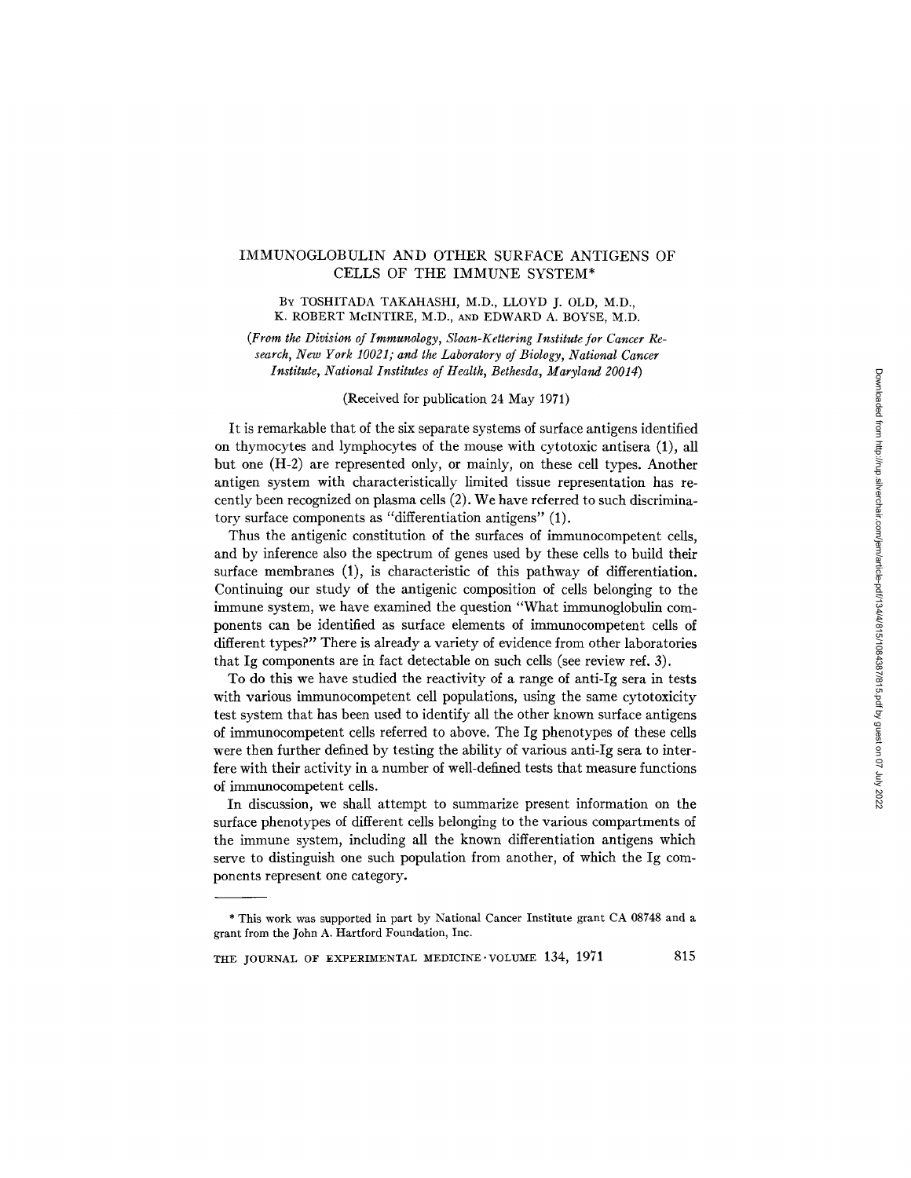# IMMUNOGLOBULIN AND OTHER SURFACE ANTIGENS OF CELLS OF THE IMMUNE SYSTEM*

BY TOSHITADA TAKAHASHI, M.D., LLOYD J. OLD, M.D., K. ROBERT McINTIRE, M.D., AND EDWARD A. BOYSE, M.D.

*(From the Division of Immunology, Sloan-Kettering Institute for Cancer Research, New York 10021; and the Laboratory of Biology, National Cancer Institute, National Institutes of Health, Bethesda, Maryland 20014)*

(Received for publication 24 May 1971)

It is remarkable that of the six separate systems of surface antigens identified on thymocytes and lymphocytes of the mouse with cytotoxic antisera (1), all but one (H-2) are represented only, or mainly, on these cell types. Another antigen system with characteristically limited tissue representation has recently been recognized on plasma cells (2). We have referred to such discriminatory surface components as "differentiation antigens" (1).

Thus the antigenic constitution of the surfaces of immunocompetent cells, and by inference also the spectrum of genes used by these cells to build their surface membranes (1), is characteristic of this pathway of differentiation. Continuing our study of the antigenic composition of cells belonging to the immune system, we have examined the question "What immunoglobulin components can be identified as surface elements of immunocompetent cells of different types?" There is already a variety of evidence from other laboratories that Ig components are in fact detectable on such cells (see review ref. 3).

To do this we have studied the reactivity of a range of anti-Ig sera in tests with various immunocompetent cell populations, using the same cytotoxicity test system that has been used to identify all the other known surface antigens of immunocompetent cells referred to above. The Ig phenotypes of these cells were then further defined by testing the ability of various anti-Ig sera to interfere with their activity in a number of well-defined tests that measure functions of immunocompetent cells.

In discussion, we shall attempt to summarize present information on the surface phenotypes of different cells belonging to the various compartments of the immune system, including all the known differentiation antigens which serve to distinguish one such population from another, of which the Ig components represent one category.

---

* This work was supported in part by National Cancer Institute grant CA 08748 and a grant from the John A. Hartford Foundation, Inc.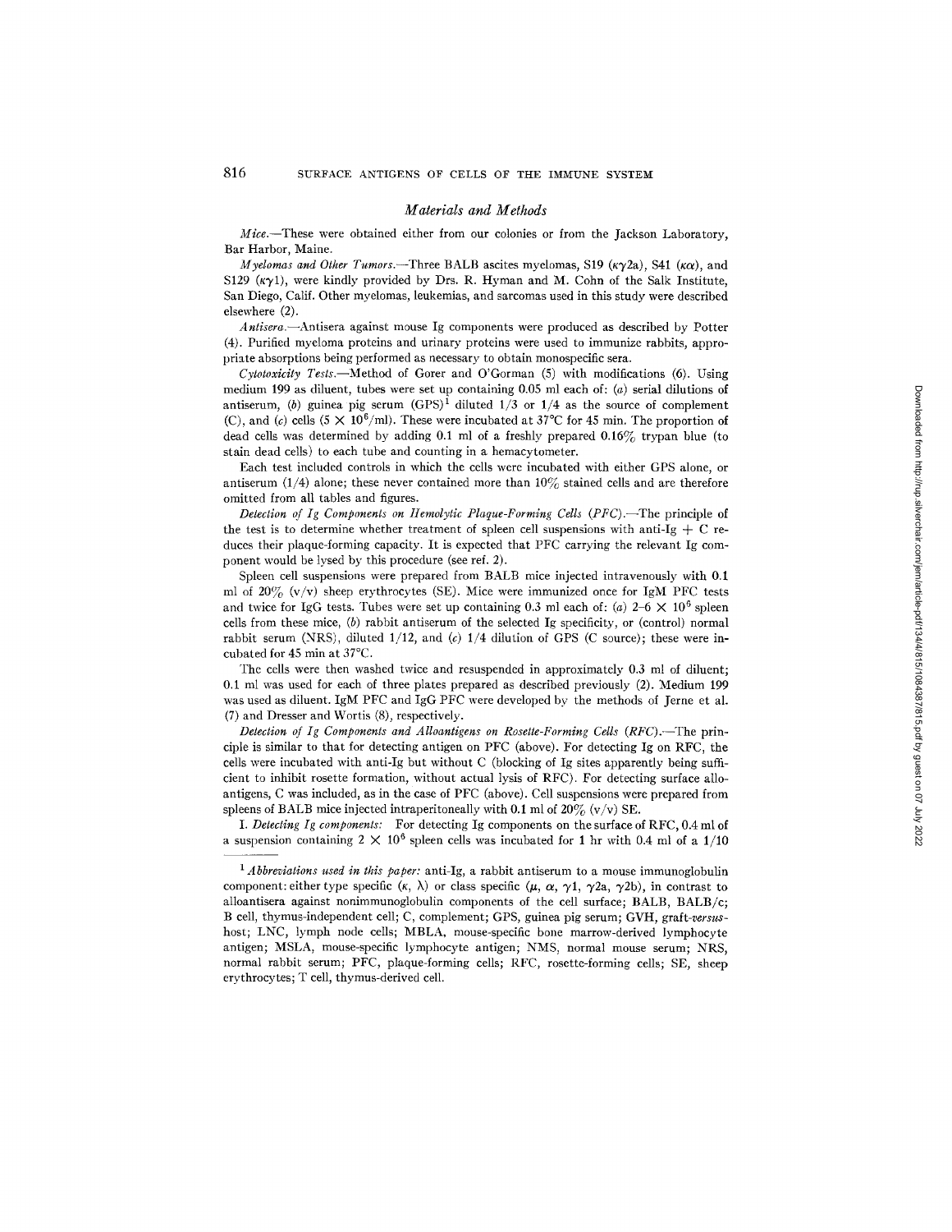## Materials and Methods

*Mice.*—These were obtained either from our colonies or from the Jackson Laboratory, Bar Harbor, Maine.

*Myelomas and Other Tumors.*—Three BALB ascites myelomas, S19 ($\kappa\gamma$2a), S41 ($\kappa\alpha$), and S129 ($\kappa\gamma$1), were kindly provided by Drs. R. Hyman and M. Cohn of the Salk Institute, San Diego, Calif. Other myelomas, leukemias, and sarcomas used in this study were described elsewhere (2).

*Antisera.*—Antisera against mouse Ig components were produced as described by Potter (4). Purified myeloma proteins and urinary proteins were used to immunize rabbits, appropriate absorptions being performed as necessary to obtain monospecific sera.

*Cytotoxicity Tests.*—Method of Gorer and O'Gorman (5) with modifications (6). Using medium 199 as diluent, tubes were set up containing 0.05 ml each of: (*a*) serial dilutions of antiserum, (*b*) guinea pig serum (GPS)[1] diluted 1/3 or 1/4 as the source of complement (C), and (*c*) cells ($5 \times 10^6$/ml). These were incubated at 37°C for 45 min. The proportion of dead cells was determined by adding 0.1 ml of a freshly prepared 0.16% trypan blue (to stain dead cells) to each tube and counting in a hemacytometer.

Each test included controls in which the cells were incubated with either GPS alone, or antiserum (1/4) alone; these never contained more than 10% stained cells and are therefore omitted from all tables and figures.

*Detection of Ig Components on Hemolytic Plaque-Forming Cells (PFC).*—The principle of the test is to determine whether treatment of spleen cell suspensions with anti-Ig + C reduces their plaque-forming capacity. It is expected that PFC carrying the relevant Ig component would be lysed by this procedure (see ref. 2).

Spleen cell suspensions were prepared from BALB mice injected intravenously with 0.1 ml of 20% (v/v) sheep erythrocytes (SE). Mice were immunized once for IgM PFC tests and twice for IgG tests. Tubes were set up containing 0.3 ml each of: (*a*) 2–6 $\times 10^5$ spleen cells from these mice, (*b*) rabbit antiserum of the selected Ig specificity, or (control) normal rabbit serum (NRS), diluted 1/12, and (*c*) 1/4 dilution of GPS (C source); these were incubated for 45 min at 37°C.

The cells were then washed twice and resuspended in approximately 0.3 ml of diluent; 0.1 ml was used for each of three plates prepared as described previously (2). Medium 199 was used as diluent. IgM PFC and IgG PFC were developed by the methods of Jerne et al. (7) and Dresser and Wortis (8), respectively.

*Detection of Ig Components and Alloantigens on Rosette-Forming Cells (RFC).*—The principle is similar to that for detecting antigen on PFC (above). For detecting Ig on RFC, the cells were incubated with anti-Ig but without C (blocking of Ig sites apparently being sufficient to inhibit rosette formation, without actual lysis of RFC). For detecting surface alloantigens, C was included, as in the case of PFC (above). Cell suspensions were prepared from spleens of BALB mice injected intraperitoneally with 0.1 ml of 20% (v/v) SE.

I. *Detecting Ig components:* For detecting Ig components on the surface of RFC, 0.4 ml of a suspension containing $2 \times 10^6$ spleen cells was incubated for 1 hr with 0.4 ml of a 1/10

[1] *Abbreviations used in this paper:* anti-Ig, a rabbit antiserum to a mouse immunoglobulin component: either type specific ($\kappa$, $\lambda$) or class specific ($\mu$, $\alpha$, $\gamma$1, $\gamma$2a, $\gamma$2b), in contrast to alloantisera against nonimmunoglobulin components of the cell surface; BALB, BALB/c; B cell, thymus-independent cell; C, complement; GPS, guinea pig serum; GVH, graft-*versus*-host; LNC, lymph node cells; MBLA, mouse-specific bone marrow-derived lymphocyte antigen; MSLA, mouse-specific lymphocyte antigen; NMS, normal mouse serum; NRS, normal rabbit serum; PFC, plaque-forming cells; RFC, rosette-forming cells; SE, sheep erythrocytes; T cell, thymus-derived cell.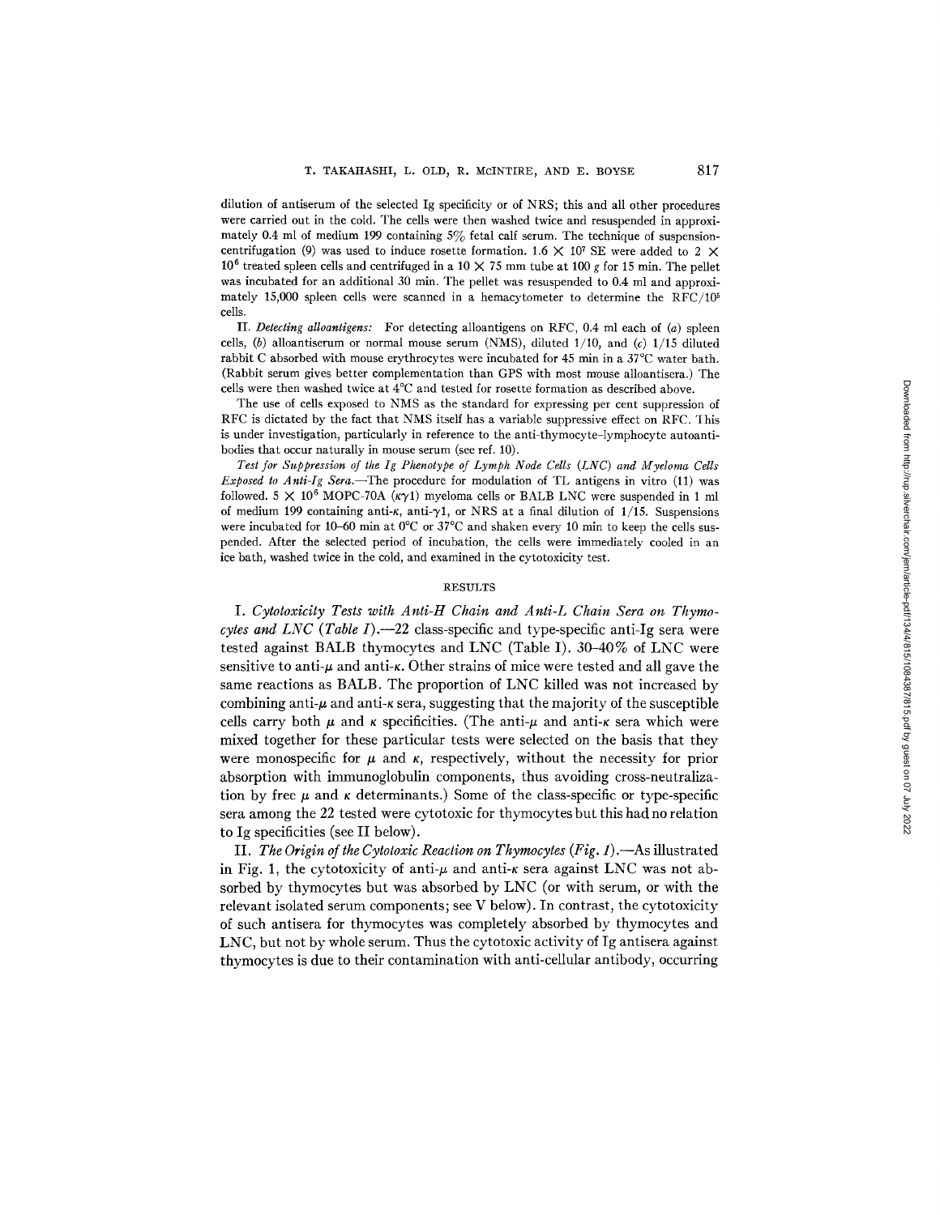dilution of antiserum of the selected Ig specificity or of NRS; this and all other procedures were carried out in the cold. The cells were then washed twice and resuspended in approximately 0.4 ml of medium 199 containing 5% fetal calf serum. The technique of suspension-centrifugation (9) was used to induce rosette formation. $1.6 \times 10^7$ SE were added to $2 \times 10^6$ treated spleen cells and centrifuged in a $10 \times 75$ mm tube at 100 *g* for 15 min. The pellet was incubated for an additional 30 min. The pellet was resuspended to 0.4 ml and approximately 15,000 spleen cells were scanned in a hemacytometer to determine the RFC/$10^5$ cells.

II. *Detecting alloantigens:* For detecting alloantigens on RFC, 0.4 ml each of (*a*) spleen cells, (*b*) alloantiserum or normal mouse serum (NMS), diluted 1/10, and (*c*) 1/15 diluted rabbit C absorbed with mouse erythrocytes were incubated for 45 min in a 37°C water bath. (Rabbit serum gives better complementation than GPS with most mouse alloantisera.) The cells were then washed twice at 4°C and tested for rosette formation as described above.

The use of cells exposed to NMS as the standard for expressing per cent suppression of RFC is dictated by the fact that NMS itself has a variable suppressive effect on RFC. This is under investigation, particularly in reference to the anti-thymocyte–lymphocyte autoantibodies that occur naturally in mouse serum (see ref. 10).

*Test for Suppression of the Ig Phenotype of Lymph Node Cells (LNC) and Myeloma Cells Exposed to Anti-Ig Sera.*—The procedure for modulation of TL antigens in vitro (11) was followed. $5 \times 10^6$ MOPC-70A ($\kappa\gamma1$) myeloma cells or BALB LNC were suspended in 1 ml of medium 199 containing anti-$\kappa$, anti-$\gamma1$, or NRS at a final dilution of 1/15. Suspensions were incubated for 10–60 min at 0°C or 37°C and shaken every 10 min to keep the cells suspended. After the selected period of incubation, the cells were immediately cooled in an ice bath, washed twice in the cold, and examined in the cytotoxicity test.

## RESULTS

I. *Cytotoxicity Tests with Anti-H Chain and Anti-L Chain Sera on Thymocytes and LNC (Table I).*—22 class-specific and type-specific anti-Ig sera were tested against BALB thymocytes and LNC (Table I). 30–40% of LNC were sensitive to anti-$\mu$ and anti-$\kappa$. Other strains of mice were tested and all gave the same reactions as BALB. The proportion of LNC killed was not increased by combining anti-$\mu$ and anti-$\kappa$ sera, suggesting that the majority of the susceptible cells carry both $\mu$ and $\kappa$ specificities. (The anti-$\mu$ and anti-$\kappa$ sera which were mixed together for these particular tests were selected on the basis that they were monospecific for $\mu$ and $\kappa$, respectively, without the necessity for prior absorption with immunoglobulin components, thus avoiding cross-neutralization by free $\mu$ and $\kappa$ determinants.) Some of the class-specific or type-specific sera among the 22 tested were cytotoxic for thymocytes but this had no relation to Ig specificities (see II below).

II. *The Origin of the Cytotoxic Reaction on Thymocytes (Fig. 1).*—As illustrated in Fig. 1, the cytotoxicity of anti-$\mu$ and anti-$\kappa$ sera against LNC was not absorbed by thymocytes but was absorbed by LNC (or with serum, or with the relevant isolated serum components; see V below). In contrast, the cytotoxicity of such antisera for thymocytes was completely absorbed by thymocytes and LNC, but not by whole serum. Thus the cytotoxic activity of Ig antisera against thymocytes is due to their contamination with anti-cellular antibody, occurring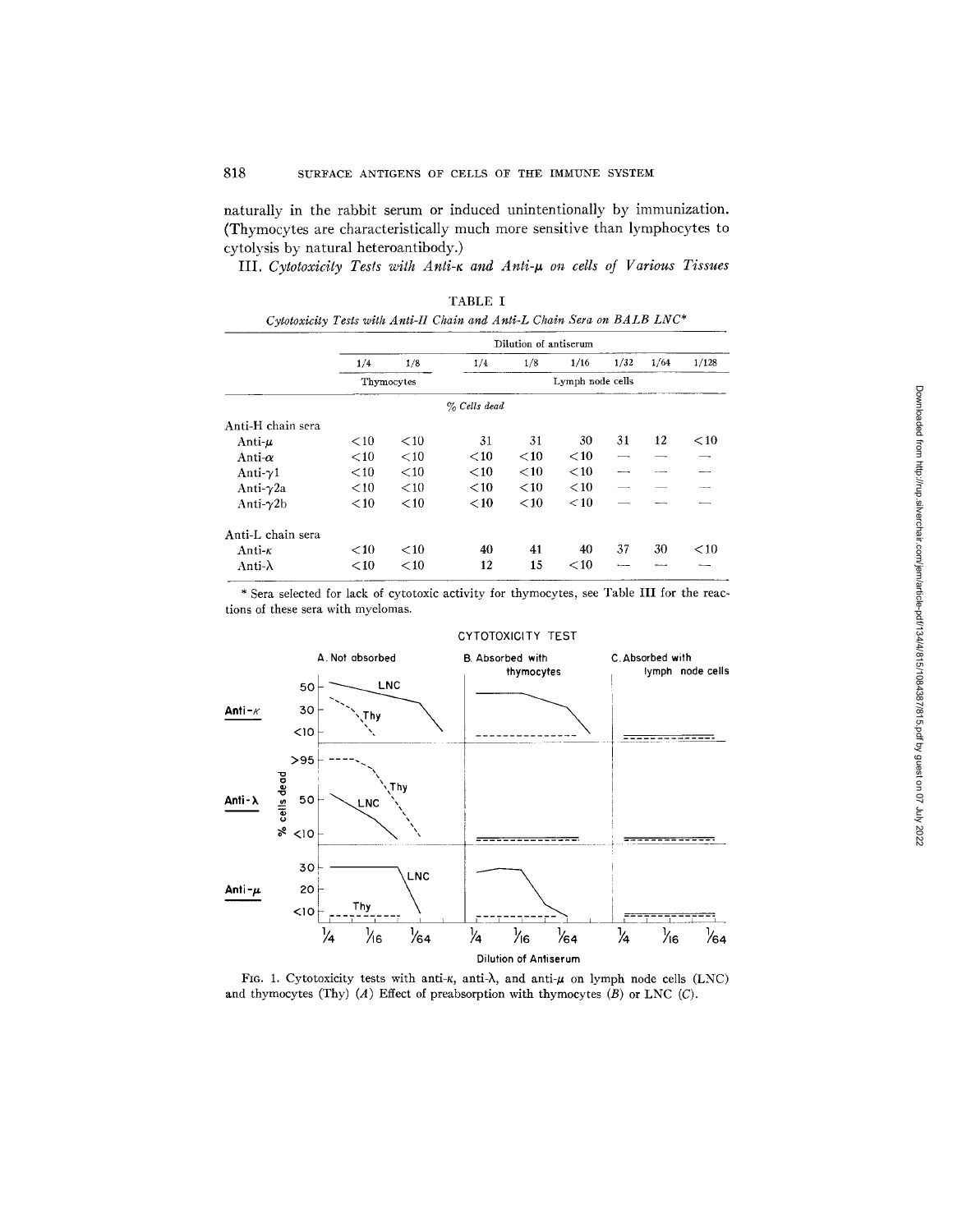naturally in the rabbit serum or induced unintentionally by immunization. (Thymocytes are characteristically much more sensitive than lymphocytes to cytolysis by natural heteroantibody.)

### III. *Cytotoxicity Tests with Anti-κ and Anti-μ on cells of Various Tissues*

TABLE I

*Cytotoxicity Tests with Anti-H Chain and Anti-L Chain Sera on BALB LNC\**

| | Dilution of antiserum | | | | | | | |
|---|---|---|---|---|---|---|---|---|
| | 1/4 | 1/8 | 1/4 | 1/8 | 1/16 | 1/32 | 1/64 | 1/128 |
| | Thymocytes | | Lymph node cells | | | | | |
| | *% Cells dead* | | | | | | | |
| Anti-H chain sera | | | | | | | | |
| Anti-μ | <10 | <10 | 31 | 31 | 30 | 31 | 12 | <10 |
| Anti-α | <10 | <10 | <10 | <10 | <10 | — | — | — |
| Anti-γ1 | <10 | <10 | <10 | <10 | <10 | — | — | — |
| Anti-γ2a | <10 | <10 | <10 | <10 | <10 | — | — | — |
| Anti-γ2b | <10 | <10 | <10 | <10 | <10 | — | — | — |
| Anti-L chain sera | | | | | | | | |
| Anti-κ | <10 | <10 | 40 | 41 | 40 | 37 | 30 | <10 |
| Anti-λ | <10 | <10 | 12 | 15 | <10 | — | — | — |

\* Sera selected for lack of cytotoxic activity for thymocytes, see Table III for the reactions of these sera with myelomas.

FIG. 1. Cytotoxicity tests with anti-κ, anti-λ, and anti-μ on lymph node cells (LNC) and thymocytes (Thy) (*A*) Effect of preabsorption with thymocytes (*B*) or LNC (*C*).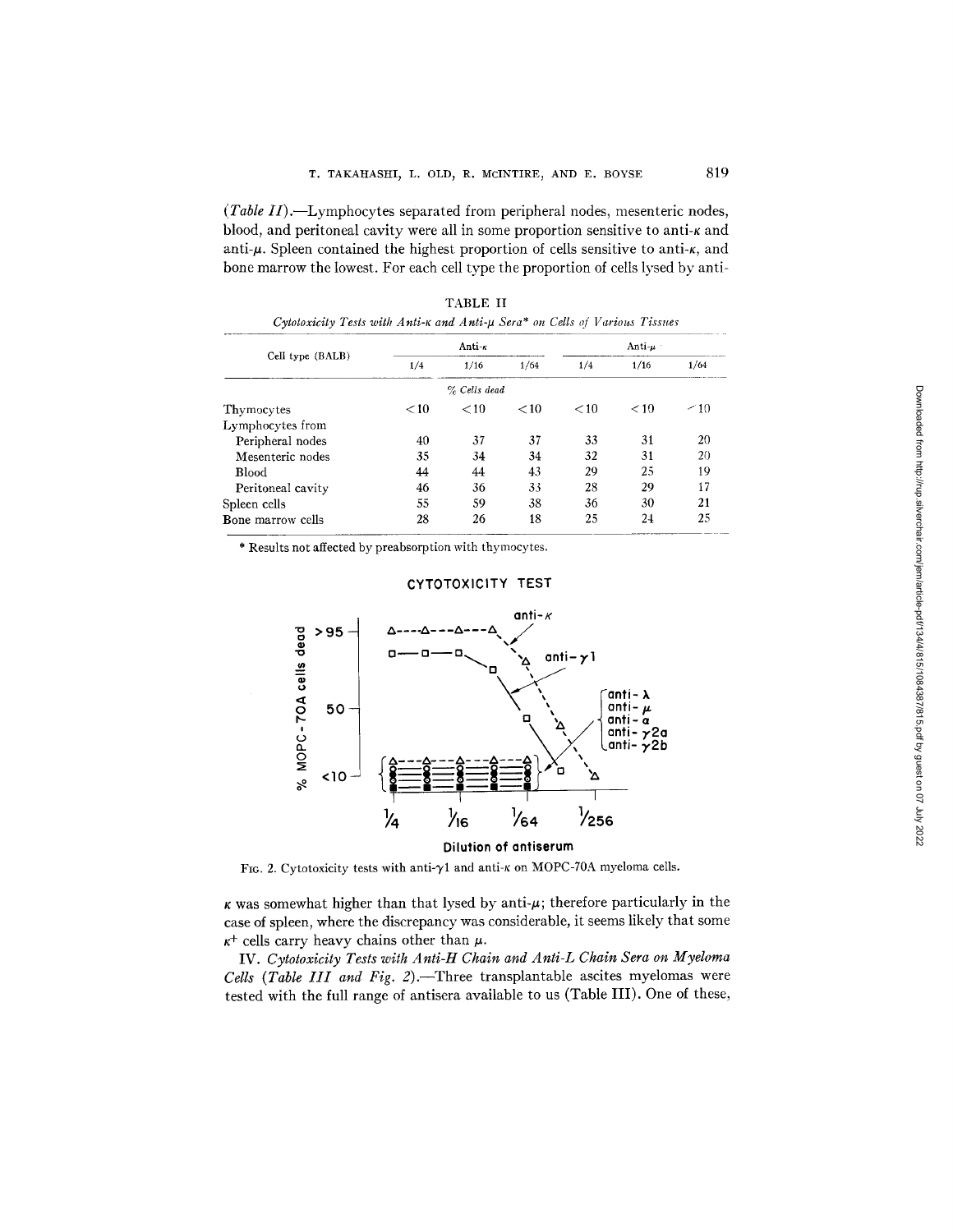(*Table II*).—Lymphocytes separated from peripheral nodes, mesenteric nodes, blood, and peritoneal cavity were all in some proportion sensitive to anti-$\kappa$ and anti-$\mu$. Spleen contained the highest proportion of cells sensitive to anti-$\kappa$, and bone marrow the lowest. For each cell type the proportion of cells lysed by anti-$\kappa$ was somewhat higher than that lysed by anti-$\mu$; therefore particularly in the case of spleen, where the discrepancy was considerable, it seems likely that some $\kappa^+$ cells carry heavy chains other than $\mu$.

TABLE II

*Cytotoxicity Tests with Anti-$\kappa$ and Anti-$\mu$ Sera\* on Cells of Various Tissues*

| Cell type (BALB) | Anti-$\kappa$ | | | Anti-$\mu$ | | |
|---|---|---|---|---|---|---|
| | 1/4 | 1/16 | 1/64 | 1/4 | 1/16 | 1/64 |
| | % Cells dead | | | | | |
| Thymocytes | <10 | <10 | <10 | <10 | <10 | <10 |
| Lymphocytes from | | | | | | |
| Peripheral nodes | 40 | 37 | 37 | 33 | 31 | 20 |
| Mesenteric nodes | 35 | 34 | 34 | 32 | 31 | 20 |
| Blood | 44 | 44 | 43 | 29 | 25 | 19 |
| Peritoneal cavity | 46 | 36 | 33 | 28 | 29 | 17 |
| Spleen cells | 55 | 59 | 38 | 36 | 30 | 21 |
| Bone marrow cells | 28 | 26 | 18 | 25 | 24 | 25 |

\* Results not affected by preabsorption with thymocytes.

CYTOTOXICITY TEST

FIG. 2. Cytotoxicity tests with anti-$\gamma$1 and anti-$\kappa$ on MOPC-70A myeloma cells.

IV. *Cytotoxicity Tests with Anti-H Chain and Anti-L Chain Sera on Myeloma Cells* (*Table III and Fig. 2*).—Three transplantable ascites myelomas were tested with the full range of antisera available to us (Table III). One of these,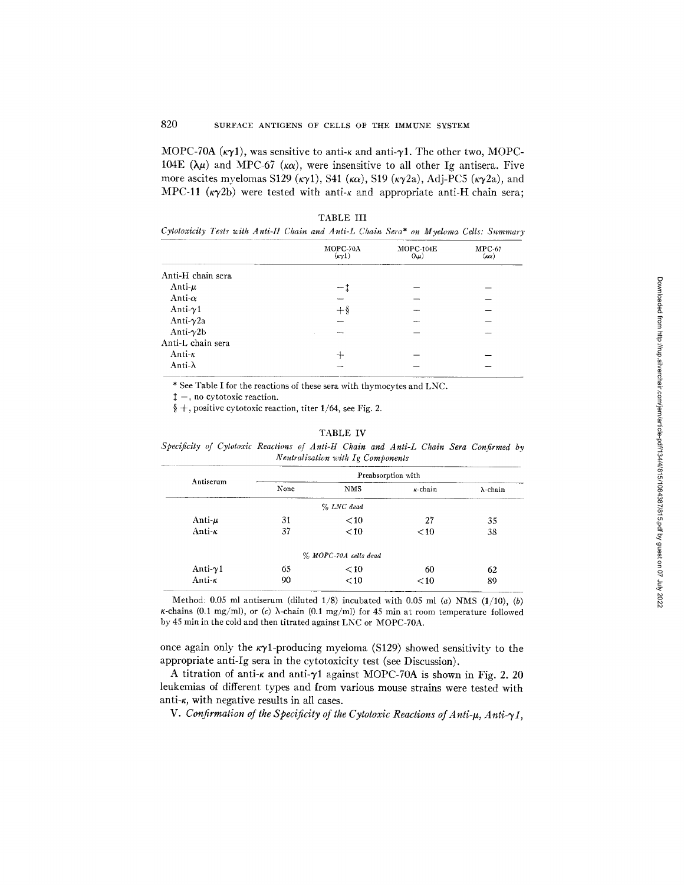MOPC-70A ($\kappa\gamma 1$), was sensitive to anti-$\kappa$ and anti-$\gamma 1$. The other two, MOPC-104E ($\lambda\mu$) and MPC-67 ($\kappa\alpha$), were insensitive to all other Ig antisera. Five more ascites myelomas S129 ($\kappa\gamma 1$), S41 ($\kappa\alpha$), S19 ($\kappa\gamma 2a$), Adj-PC5 ($\kappa\gamma 2a$), and MPC-11 ($\kappa\gamma 2b$) were tested with anti-$\kappa$ and appropriate anti-H chain sera;

TABLE III

*Cytotoxicity Tests with Anti-H Chain and Anti-L Chain Sera\* on Myeloma Cells: Summary*

| | MOPC-70A ($\kappa\gamma 1$) | MOPC-104E ($\lambda\mu$) | MPC-67 ($\kappa\alpha$) |
|---|---|---|---|
| Anti-H chain sera | | | |
| Anti-$\mu$ | –‡ | – | – |
| Anti-$\alpha$ | – | – | – |
| Anti-$\gamma 1$ | +§ | – | – |
| Anti-$\gamma 2a$ | – | – | – |
| Anti-$\gamma 2b$ | – | – | – |
| Anti-L chain sera | | | |
| Anti-$\kappa$ | + | – | – |
| Anti-$\lambda$ | – | – | – |

\* See Table I for the reactions of these sera with thymocytes and LNC.

‡ –, no cytotoxic reaction.

§ +, positive cytotoxic reaction, titer 1/64, see Fig. 2.

TABLE IV

*Specificity of Cytotoxic Reactions of Anti-H Chain and Anti-L Chain Sera Confirmed by Neutralization with Ig Components*

| Antiserum | Preabsorption with | | | |
|---|---|---|---|---|
| | None | NMS | $\kappa$-chain | $\lambda$-chain |
| | | *% LNC dead* | | |
| Anti-$\mu$ | 31 | <10 | 27 | 35 |
| Anti-$\kappa$ | 37 | <10 | <10 | 38 |
| | | *% MOPC-70A cells dead* | | |
| Anti-$\gamma 1$ | 65 | <10 | 60 | 62 |
| Anti-$\kappa$ | 90 | <10 | <10 | 89 |

Method: 0.05 ml antiserum (diluted 1/8) incubated with 0.05 ml (*a*) NMS (1/10), (*b*) $\kappa$-chains (0.1 mg/ml), or (*c*) $\lambda$-chain (0.1 mg/ml) for 45 min at room temperature followed by 45 min in the cold and then titrated against LNC or MOPC-70A.

once again only the $\kappa\gamma 1$-producing myeloma (S129) showed sensitivity to the appropriate anti-Ig sera in the cytotoxicity test (see Discussion).

A titration of anti-$\kappa$ and anti-$\gamma 1$ against MOPC-70A is shown in Fig. 2. 20 leukemias of different types and from various mouse strains were tested with anti-$\kappa$, with negative results in all cases.

*V. Confirmation of the Specificity of the Cytotoxic Reactions of Anti-$\mu$, Anti-$\gamma 1$,*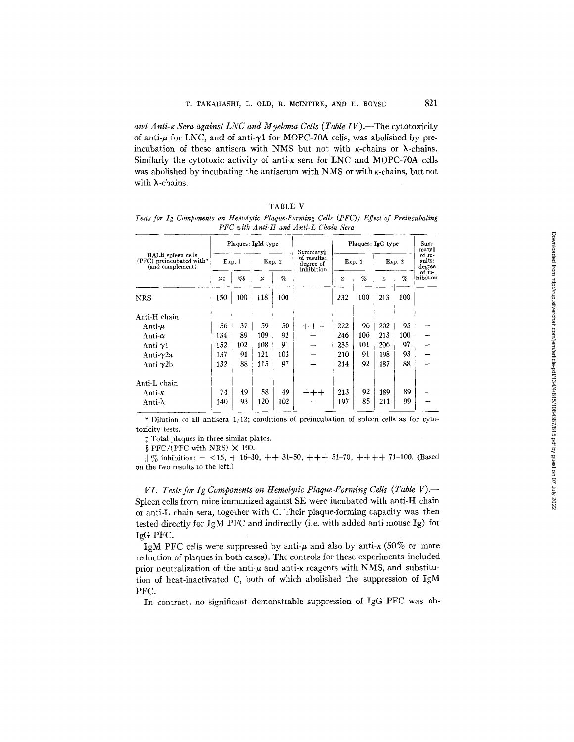*and Anti-κ Sera against LNC and Myeloma Cells (Table IV).*—The cytotoxicity of anti-μ for LNC, and of anti-γ1 for MOPC-70A cells, was abolished by preincubation of these antisera with NMS but not with κ-chains or λ-chains. Similarly the cytotoxic activity of anti-κ sera for LNC and MOPC-70A cells was abolished by incubating the antiserum with NMS or with κ-chains, but not with λ-chains.

TABLE V

*Tests for Ig Components on Hemolytic Plaque-Forming Cells (PFC); Effect of Preincubating PFC with Anti-H and Anti-L Chain Sera*

| BALB spleen cells (PFC) preincubated with* (and complement) | Plaques: IgM type | | | | Summary‖ of results: degree of inhibition | Plaques: IgG type | | | | Summary‖ of results: degree of inhibition |
|---|---|---|---|---|---|---|---|---|---|---|
| | Exp. 1 | | Exp. 2 | | | Exp. 1 | | Exp. 2 | | |
| | Σ‡ | %§ | Σ | % | | Σ | % | Σ | % | |
| NRS | 150 | 100 | 118 | 100 | | 232 | 100 | 213 | 100 | |
| Anti-H chain | | | | | | | | | | |
| Anti-μ | 56 | 37 | 59 | 50 | +++ | 222 | 96 | 202 | 95 | – |
| Anti-α | 134 | 89 | 109 | 92 | – | 246 | 106 | 213 | 100 | – |
| Anti-γ1 | 152 | 102 | 108 | 91 | – | 235 | 101 | 206 | 97 | – |
| Anti-γ2a | 137 | 91 | 121 | 103 | – | 210 | 91 | 198 | 93 | – |
| Anti-γ2b | 132 | 88 | 115 | 97 | – | 214 | 92 | 187 | 88 | – |
| Anti-L chain | | | | | | | | | | |
| Anti-κ | 74 | 49 | 58 | 49 | +++ | 213 | 92 | 189 | 89 | – |
| Anti-λ | 140 | 93 | 120 | 102 | – | 197 | 85 | 211 | 99 | – |

\* Dilution of all antisera 1/12; conditions of preincubation of spleen cells as for cytotoxicity tests.

‡ Total plaques in three similar plates.

§ PFC/(PFC with NRS) × 100.

‖ % inhibition: – <15, + 16–30, ++ 31–50, +++ 51–70, ++++ 71–100. (Based on the two results to the left.)

*VI. Tests for Ig Components on Hemolytic Plaque-Forming Cells (Table V).*—Spleen cells from mice immunized against SE were incubated with anti-H chain or anti-L chain sera, together with C. Their plaque-forming capacity was then tested directly for IgM PFC and indirectly (i.e. with added anti-mouse Ig) for IgG PFC.

IgM PFC cells were suppressed by anti-μ and also by anti-κ (50% or more reduction of plaques in both cases). The controls for these experiments included prior neutralization of the anti-μ and anti-κ reagents with NMS, and substitution of heat-inactivated C, both of which abolished the suppression of IgM PFC.

In contrast, no significant demonstrable suppression of IgG PFC was ob-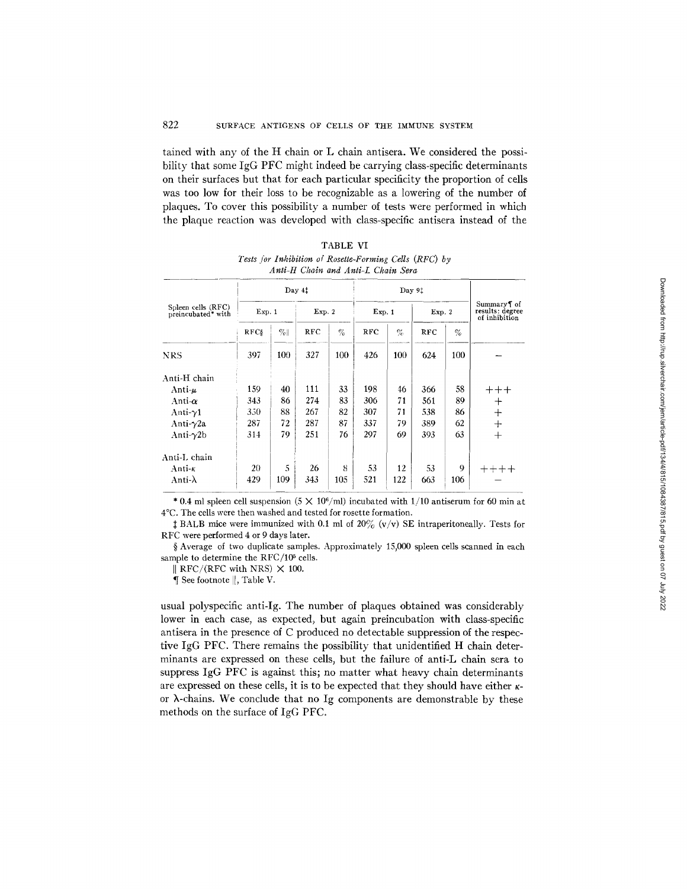tained with any of the H chain or L chain antisera. We considered the possibility that some IgG PFC might indeed be carrying class-specific determinants on their surfaces but that for each particular specificity the proportion of cells was too low for their loss to be recognizable as a lowering of the number of plaques. To cover this possibility a number of tests were performed in which the plaque reaction was developed with class-specific antisera instead of the usual polyspecific anti-Ig. The number of plaques obtained was considerably lower in each case, as expected, but again preincubation with class-specific antisera in the presence of C produced no detectable suppression of the respective IgG PFC. There remains the possibility that unidentified H chain determinants are expressed on these cells, but the failure of anti-L chain sera to suppress IgG PFC is against this; no matter what heavy chain determinants are expressed on these cells, it is to be expected that they should have either κ- or λ-chains. We conclude that no Ig components are demonstrable by these methods on the surface of IgG PFC.

TABLE VI

*Tests for Inhibition of Rosette-Forming Cells (RFC) by Anti-H Chain and Anti-L Chain Sera*

| Spleen cells (RFC) preincubated* with | Day 4‡ | | | | Day 9‡ | | | | Summary¶ of results: degree of inhibition |
|---|---|---|---|---|---|---|---|---|---|
| | Exp. 1 | | Exp. 2 | | Exp. 1 | | Exp. 2 | | |
| | RFC§ | %‖ | RFC | % | RFC | % | RFC | % | |
| NRS | 397 | 100 | 327 | 100 | 426 | 100 | 624 | 100 | – |
| Anti-H chain | | | | | | | | | |
| Anti-μ | 159 | 40 | 111 | 33 | 198 | 46 | 366 | 58 | +++ |
| Anti-α | 343 | 86 | 274 | 83 | 306 | 71 | 561 | 89 | + |
| Anti-γ1 | 350 | 88 | 267 | 82 | 307 | 71 | 538 | 86 | + |
| Anti-γ2a | 287 | 72 | 287 | 87 | 337 | 79 | 389 | 62 | + |
| Anti-γ2b | 314 | 79 | 251 | 76 | 297 | 69 | 393 | 63 | + |
| Anti-L chain | | | | | | | | | |
| Anti-κ | 20 | 5 | 26 | 8 | 53 | 12 | 53 | 9 | ++++ |
| Anti-λ | 429 | 109 | 343 | 105 | 521 | 122 | 663 | 106 | – |

\* 0.4 ml spleen cell suspension ($5 \times 10^6$/ml) incubated with 1/10 antiserum for 60 min at 4°C. The cells were then washed and tested for rosette formation.

‡ BALB mice were immunized with 0.1 ml of 20% (v/v) SE intraperitoneally. Tests for RFC were performed 4 or 9 days later.

§ Average of two duplicate samples. Approximately 15,000 spleen cells scanned in each sample to determine the RFC/$10^6$ cells.

‖ RFC/(RFC with NRS) × 100.

¶ See footnote ‖, Table V.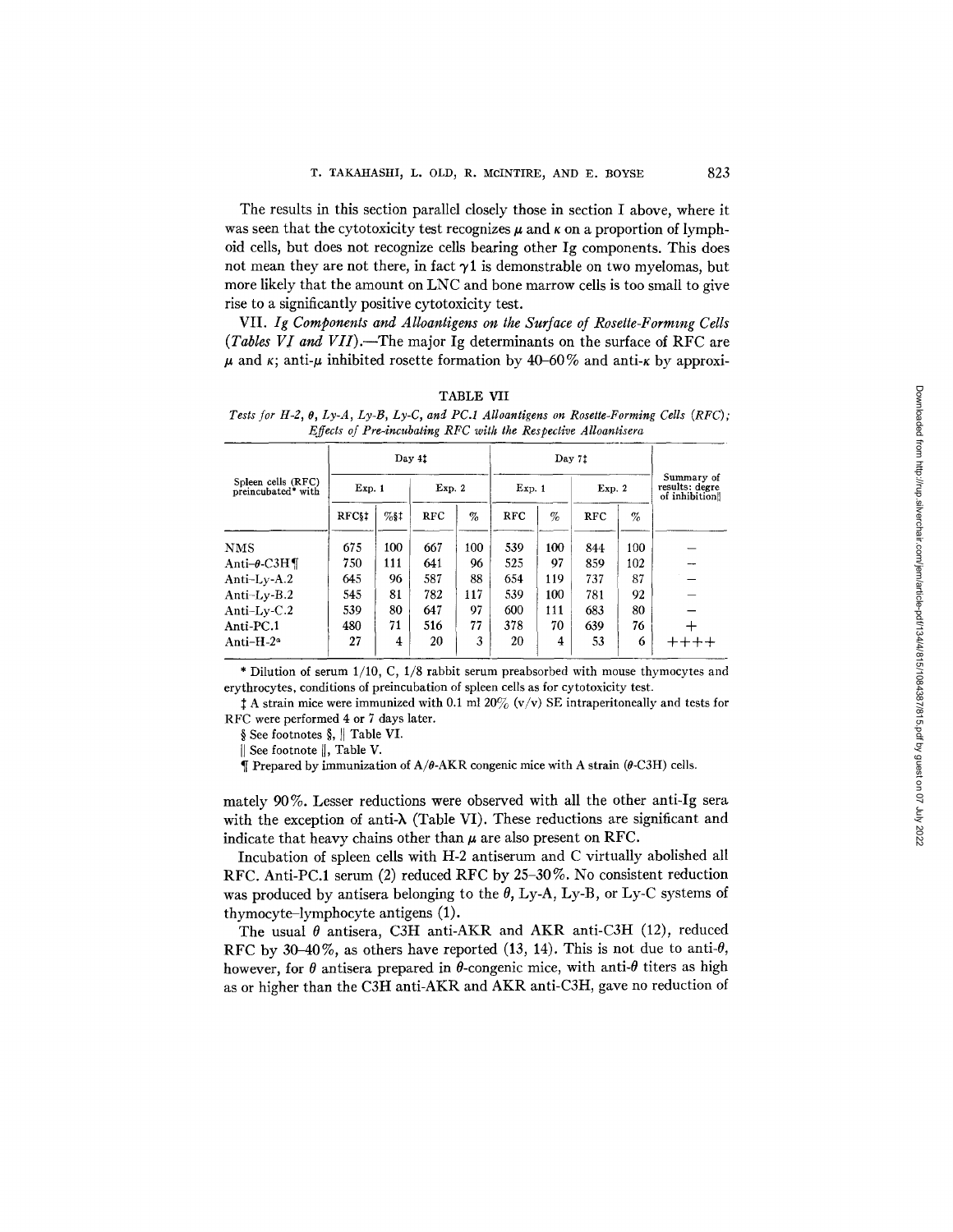The results in this section parallel closely those in section I above, where it was seen that the cytotoxicity test recognizes $\mu$ and $\kappa$ on a proportion of lymphoid cells, but does not recognize cells bearing other Ig components. This does not mean they are not there, in fact $\gamma 1$ is demonstrable on two myelomas, but more likely that the amount on LNC and bone marrow cells is too small to give rise to a significantly positive cytotoxicity test.

VII. *Ig Components and Alloantigens on the Surface of Rosette-Forming Cells (Tables VI and VII).*—The major Ig determinants on the surface of RFC are $\mu$ and $\kappa$; anti-$\mu$ inhibited rosette formation by 40–60% and anti-$\kappa$ by approximately 90%. Lesser reductions were observed with all the other anti-Ig sera with the exception of anti-$\lambda$ (Table VI). These reductions are significant and indicate that heavy chains other than $\mu$ are also present on RFC.

TABLE VII

*Tests for H-2, θ, Ly-A, Ly-B, Ly-C, and PC.1 Alloantigens on Rosette-Forming Cells (RFC); Effects of Pre-incubating RFC with the Respective Alloantisera*

| Spleen cells (RFC) preincubated* with | Day 4‡ | | | | Day 7‡ | | | | Summary of results: degre of inhibition‖ |
|---|---|---|---|---|---|---|---|---|---|
| | Exp. 1 | | Exp. 2 | | Exp. 1 | | Exp. 2 | | |
| | RFC§‡ | %§‡ | RFC | % | RFC | % | RFC | % | |
| NMS | 675 | 100 | 667 | 100 | 539 | 100 | 844 | 100 | – |
| Anti-θ-C3H¶ | 750 | 111 | 641 | 96 | 525 | 97 | 859 | 102 | – |
| Anti-Ly-A.2 | 645 | 96 | 587 | 88 | 654 | 119 | 737 | 87 | – |
| Anti-Ly-B.2 | 545 | 81 | 782 | 117 | 539 | 100 | 781 | 92 | – |
| Anti-Ly-C.2 | 539 | 80 | 647 | 97 | 600 | 111 | 683 | 80 | – |
| Anti-PC.1 | 480 | 71 | 516 | 77 | 378 | 70 | 639 | 76 | + |
| Anti-H-2$^a$ | 27 | 4 | 20 | 3 | 20 | 4 | 53 | 6 | ++++ |

\* Dilution of serum 1/10, C, 1/8 rabbit serum preabsorbed with mouse thymocytes and erythrocytes, conditions of preincubation of spleen cells as for cytotoxicity test.

‡ A strain mice were immunized with 0.1 ml 20% (v/v) SE intraperitoneally and tests for RFC were performed 4 or 7 days later.

§ See footnotes §, ‖ Table VI.

‖ See footnote ‖, Table V.

¶ Prepared by immunization of A/θ-AKR congenic mice with A strain (θ-C3H) cells.

Incubation of spleen cells with H-2 antiserum and C virtually abolished all RFC. Anti-PC.1 serum (2) reduced RFC by 25–30%. No consistent reduction was produced by antisera belonging to the $\theta$, Ly-A, Ly-B, or Ly-C systems of thymocyte–lymphocyte antigens (1).

The usual $\theta$ antisera, C3H anti-AKR and AKR anti-C3H (12), reduced RFC by 30–40%, as others have reported (13, 14). This is not due to anti-$\theta$, however, for $\theta$ antisera prepared in $\theta$-congenic mice, with anti-$\theta$ titers as high as or higher than the C3H anti-AKR and AKR anti-C3H, gave no reduction of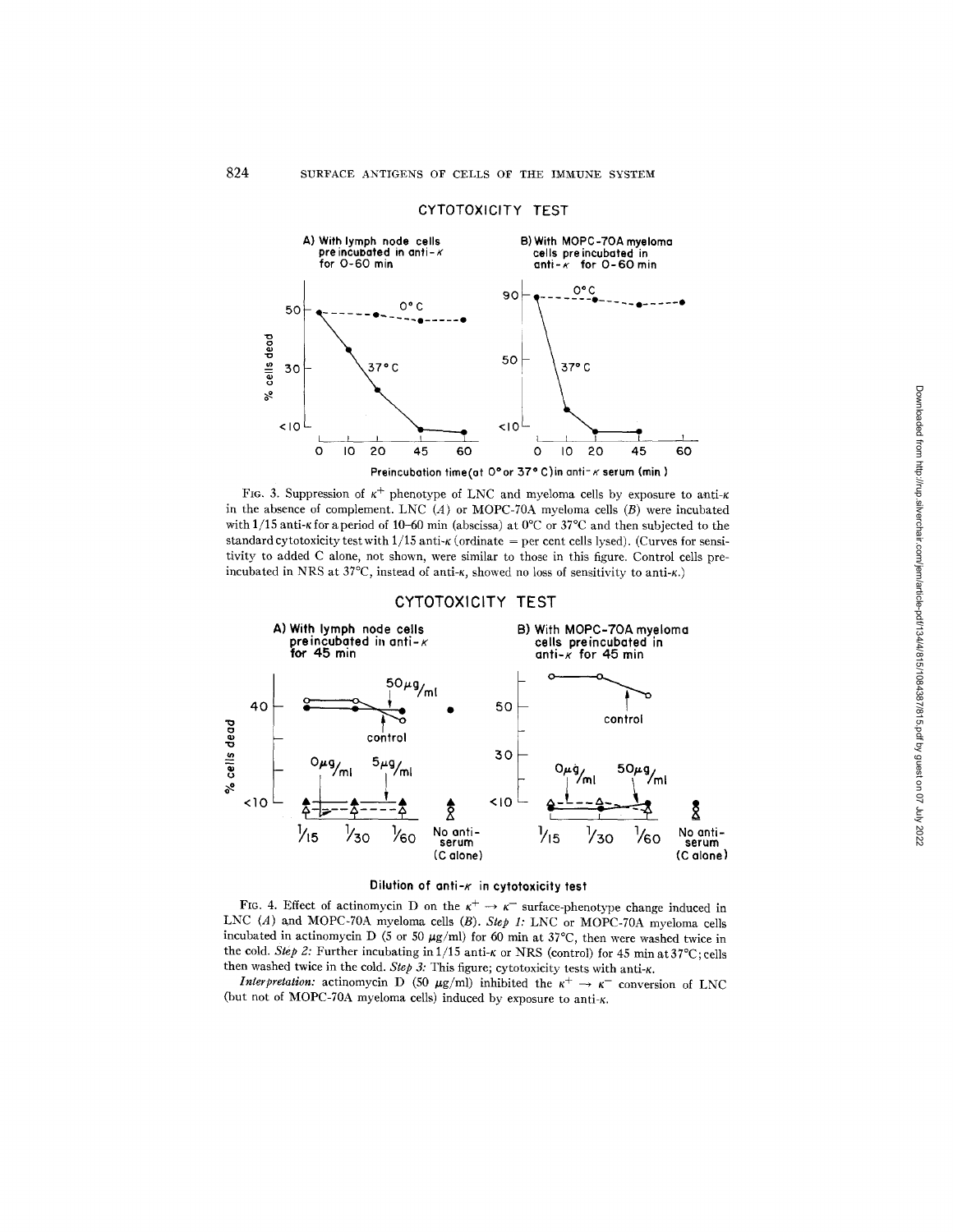CYTOTOXICITY TEST

A) With lymph node cells preincubated in anti-κ for 0-60 min

B) With MOPC-70A myeloma cells preincubated in anti-κ for 0-60 min

FIG. 3. Suppression of $\kappa^+$ phenotype of LNC and myeloma cells by exposure to anti-κ in the absence of complement. LNC (*A*) or MOPC-70A myeloma cells (*B*) were incubated with 1/15 anti-κ for a period of 10–60 min (abscissa) at 0°C or 37°C and then subjected to the standard cytotoxicity test with 1/15 anti-κ (ordinate = per cent cells lysed). (Curves for sensitivity to added C alone, not shown, were similar to those in this figure. Control cells preincubated in NRS at 37°C, instead of anti-κ, showed no loss of sensitivity to anti-κ.)

CYTOTOXICITY TEST

A) With lymph node cells preincubated in anti-κ for 45 min

B) With MOPC-70A myeloma cells preincubated in anti-κ for 45 min

FIG. 4. Effect of actinomycin D on the $\kappa^+ \rightarrow \kappa^-$ surface-phenotype change induced in LNC (*A*) and MOPC-70A myeloma cells (*B*). *Step 1:* LNC or MOPC-70A myeloma cells incubated in actinomycin D (5 or 50 μg/ml) for 60 min at 37°C, then were washed twice in the cold. *Step 2:* Further incubating in 1/15 anti-κ or NRS (control) for 45 min at 37°C; cells then washed twice in the cold. *Step 3:* This figure; cytotoxicity tests with anti-κ.

*Interpretation:* actinomycin D (50 μg/ml) inhibited the $\kappa^+ \rightarrow \kappa^-$ conversion of LNC (but not of MOPC-70A myeloma cells) induced by exposure to anti-κ.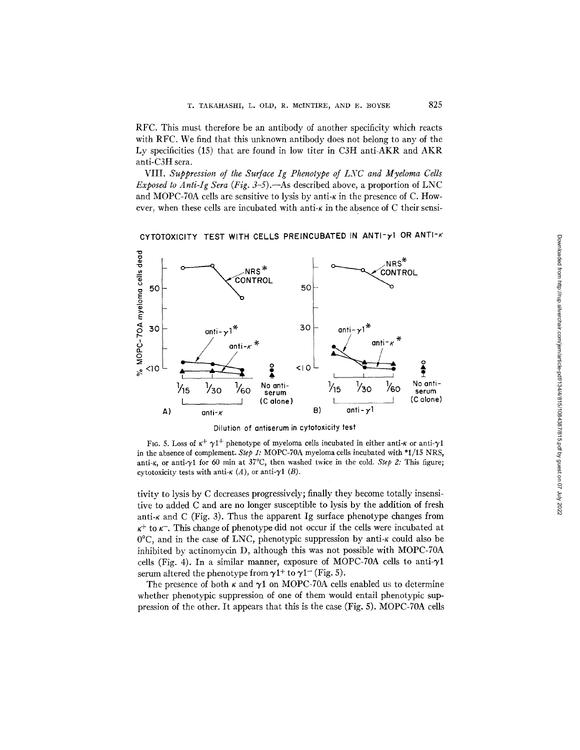RFC. This must therefore be an antibody of another specificity which reacts with RFC. We find that this unknown antibody does not belong to any of the Ly specificities (15) that are found in low titer in C3H anti-AKR and AKR anti-C3H sera.

*VIII. Suppression of the Surface Ig Phenotype of LNC and Myeloma Cells Exposed to Anti-Ig Sera (Fig. 3–5).*—As described above, a proportion of LNC and MOPC-70A cells are sensitive to lysis by anti-$\kappa$ in the presence of C. However, when these cells are incubated with anti-$\kappa$ in the absence of C their sensi-

CYTOTOXICITY TEST WITH CELLS PREINCUBATED IN ANTI-$\gamma$1 OR ANTI-$\kappa$

FIG. 5. Loss of $\kappa^+ \gamma 1^+$ phenotype of myeloma cells incubated in either anti-$\kappa$ or anti-$\gamma$1 in the absence of complement. *Step 1:* MOPC-70A myeloma cells incubated with *1/15 NRS, anti-$\kappa$, or anti-$\gamma$1 for 60 min at 37°C, then washed twice in the cold. *Step 2:* This figure; cytotoxicity tests with anti-$\kappa$ (*A*), or anti-$\gamma$1 (*B*).

tivity to lysis by C decreases progressively; finally they become totally insensitive to added C and are no longer susceptible to lysis by the addition of fresh anti-$\kappa$ and C (Fig. 3). Thus the apparent Ig surface phenotype changes from $\kappa^+$ to $\kappa^-$. This change of phenotype did not occur if the cells were incubated at 0°C, and in the case of LNC, phenotypic suppression by anti-$\kappa$ could also be inhibited by actinomycin D, although this was not possible with MOPC-70A cells (Fig. 4). In a similar manner, exposure of MOPC-70A cells to anti-$\gamma$1 serum altered the phenotype from $\gamma 1^+$ to $\gamma 1^-$ (Fig. 5).

The presence of both $\kappa$ and $\gamma$1 on MOPC-70A cells enabled us to determine whether phenotypic suppression of one of them would entail phenotypic suppression of the other. It appears that this is the case (Fig. 5). MOPC-70A cells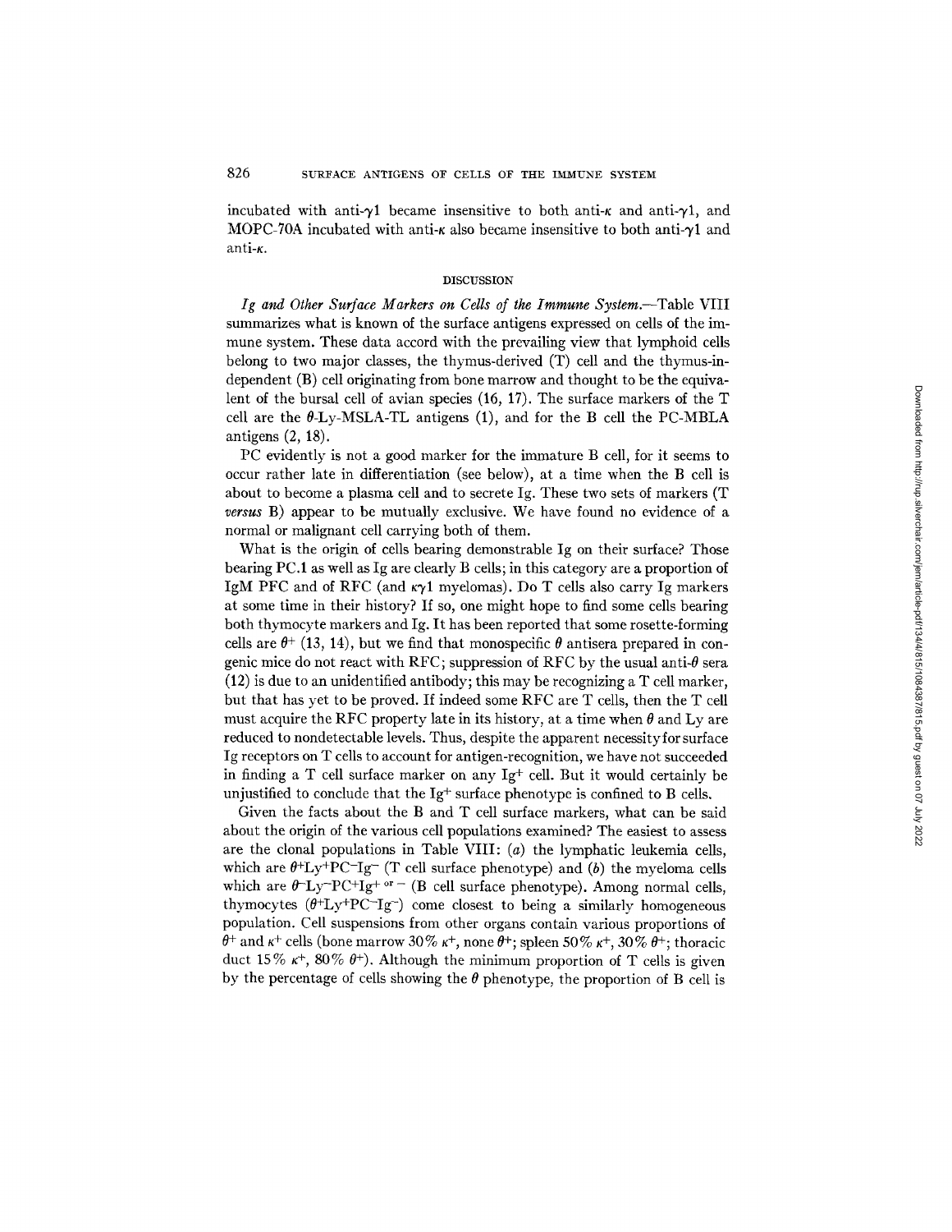incubated with anti-$\gamma 1$ became insensitive to both anti-$\kappa$ and anti-$\gamma 1$, and MOPC-70A incubated with anti-$\kappa$ also became insensitive to both anti-$\gamma 1$ and anti-$\kappa$.

## DISCUSSION

*Ig and Other Surface Markers on Cells of the Immune System.*—Table VIII summarizes what is known of the surface antigens expressed on cells of the immune system. These data accord with the prevailing view that lymphoid cells belong to two major classes, the thymus-derived (T) cell and the thymus-independent (B) cell originating from bone marrow and thought to be the equivalent of the bursal cell of avian species (16, 17). The surface markers of the T cell are the $\theta$-Ly-MSLA-TL antigens (1), and for the B cell the PC-MBLA antigens (2, 18).

PC evidently is not a good marker for the immature B cell, for it seems to occur rather late in differentiation (see below), at a time when the B cell is about to become a plasma cell and to secrete Ig. These two sets of markers (T *versus* B) appear to be mutually exclusive. We have found no evidence of a normal or malignant cell carrying both of them.

What is the origin of cells bearing demonstrable Ig on their surface? Those bearing PC.1 as well as Ig are clearly B cells; in this category are a proportion of IgM PFC and of RFC (and $\kappa\gamma 1$ myelomas). Do T cells also carry Ig markers at some time in their history? If so, one might hope to find some cells bearing both thymocyte markers and Ig. It has been reported that some rosette-forming cells are $\theta^+$ (13, 14), but we find that monospecific $\theta$ antisera prepared in congenic mice do not react with RFC; suppression of RFC by the usual anti-$\theta$ sera (12) is due to an unidentified antibody; this may be recognizing a T cell marker, but that has yet to be proved. If indeed some RFC are T cells, then the T cell must acquire the RFC property late in its history, at a time when $\theta$ and Ly are reduced to nondetectable levels. Thus, despite the apparent necessity for surface Ig receptors on T cells to account for antigen-recognition, we have not succeeded in finding a T cell surface marker on any $Ig^+$ cell. But it would certainly be unjustified to conclude that the $Ig^+$ surface phenotype is confined to B cells.

Given the facts about the B and T cell surface markers, what can be said about the origin of the various cell populations examined? The easiest to assess are the clonal populations in Table VIII: (*a*) the lymphatic leukemia cells, which are $\theta^+Ly^+PC^-Ig^-$ (T cell surface phenotype) and (*b*) the myeloma cells which are $\theta^-Ly^-PC^+Ig^{+ \text{ or } -}$ (B cell surface phenotype). Among normal cells, thymocytes ($\theta^+Ly^+PC^-Ig^-$) come closest to being a similarly homogeneous population. Cell suspensions from other organs contain various proportions of $\theta^+$ and $\kappa^+$ cells (bone marrow 30% $\kappa^+$, none $\theta^+$; spleen 50% $\kappa^+$, 30% $\theta^+$; thoracic duct 15% $\kappa^+$, 80% $\theta^+$). Although the minimum proportion of T cells is given by the percentage of cells showing the $\theta$ phenotype, the proportion of B cell is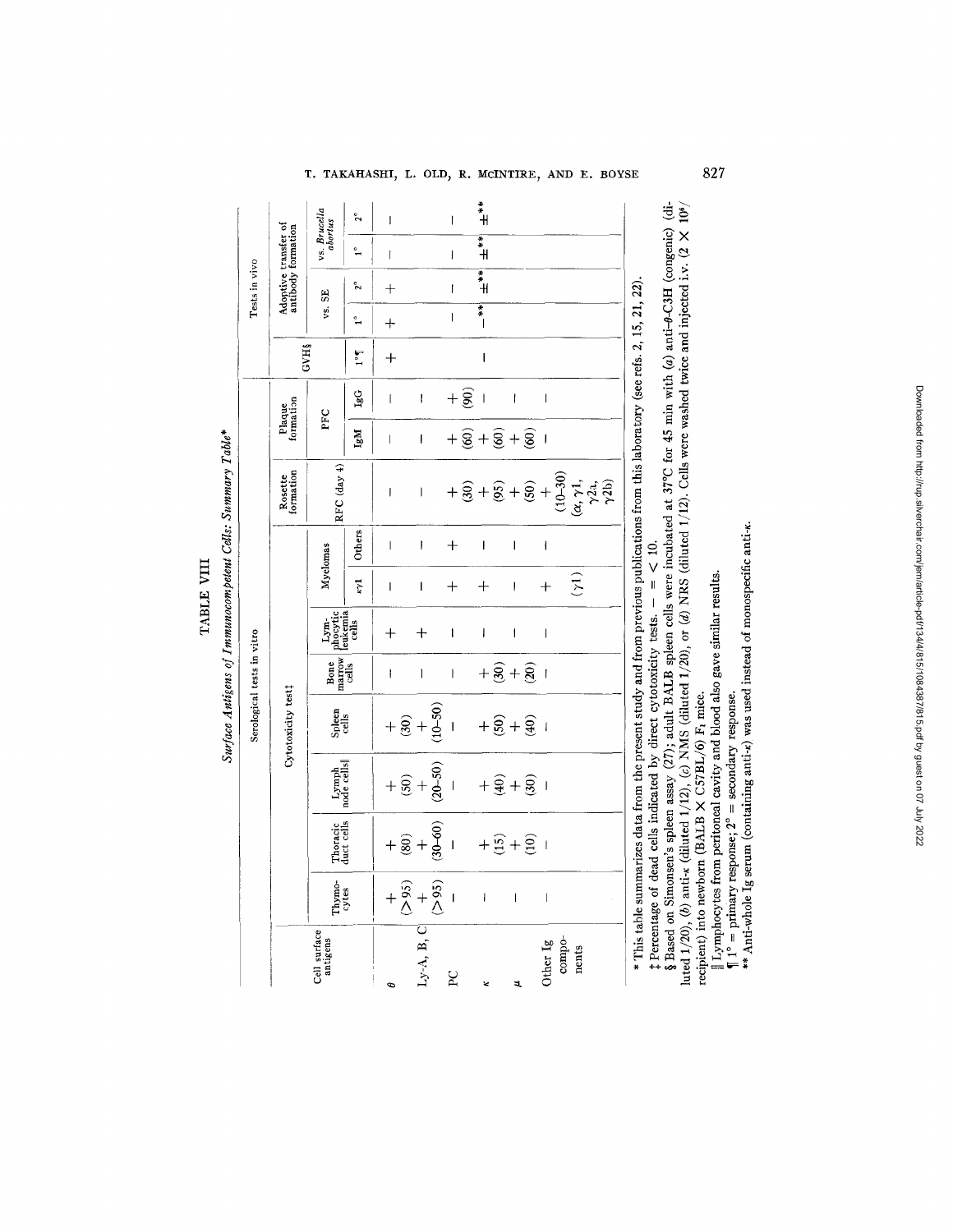TABLE VIII

*Surface Antigens of Immunocompetent Cells: Summary Table**

| Cell surface antigens | Serological tests in vitro | | | | | | | | | | | Tests in vivo | | | | |
|---|---|---|---|---|---|---|---|---|---|---|---|---|---|---|---|---|
| | Cytotoxicity test‡ | | | | | | | | Rosette formation | Plaque formation | | GVH§ | Adoptive transfer of antibody formation | | | |
| | | | | | | | Myelomas | | RFC (day 4) | PFC | | | vs. SE | | vs. *Brucella abortus* | |
| | Thymocytes | Thoracic duct cells | Lymph node cells‖ | Spleen cells | Bone marrow cells | Lymphocytic leukemia cells | γ1 | Others | | IgM | IgG | 1°¶ | 1° | 2° | 1° | 2° |
| θ | + (>95) | + (80) | + (50) | + (30) | — | + | — | — | — | — | — | + | + | + | — | — |
| Ly-A, B, C | + (>95) | + (30–60) | + (20–50) | + (10–50) | — | + | — | — | — | — | — | | | | | |
| PC | — | — | — | — | — | — | + | + | + (30) | + (60) | + (90) | | — | — | — | — |
| κ | — | + (15) | + (40) | + (50) | + (30) | — | + | — | + (95) | + (60) | — | — | —** | ±** | ±** | ±** |
| μ | — | + (10) | + (30) | + (40) | + (20) | — | — | — | + (50) | + (60) | — | | | | | |
| Other Ig components | — | — | — | — | — | — | + (γ1) | — | + (10–30) (α, γ1, γ2a, γ2b) | — | — | | | | | |

\* This table summarizes data from the present study and from previous publications from this laboratory (see refs. 2, 15, 21, 22).

‡ Percentage of dead cells indicated by direct cytotoxicity tests. — = < 10.

§ Based on Simonsen's spleen assay (27); adult BALB spleen cells were incubated at 37°C for 45 min with (*a*) anti-θ-C3H (congenic) (diluted 1/20), (*b*) anti-κ (diluted 1/12), (*c*) NMS (diluted 1/20), or (*d*) NRS (diluted 1/12). Cells were washed twice and injected i.v. (2 × 10⁶/recipient) into newborn (BALB × C57BL/6) F₁ mice.

‖ Lymphocytes from peritoneal cavity and blood also gave similar results.

¶ 1° = primary response; 2° = secondary response.

\*\* Anti-whole Ig serum (containing anti-κ) was used instead of monospecific anti-κ.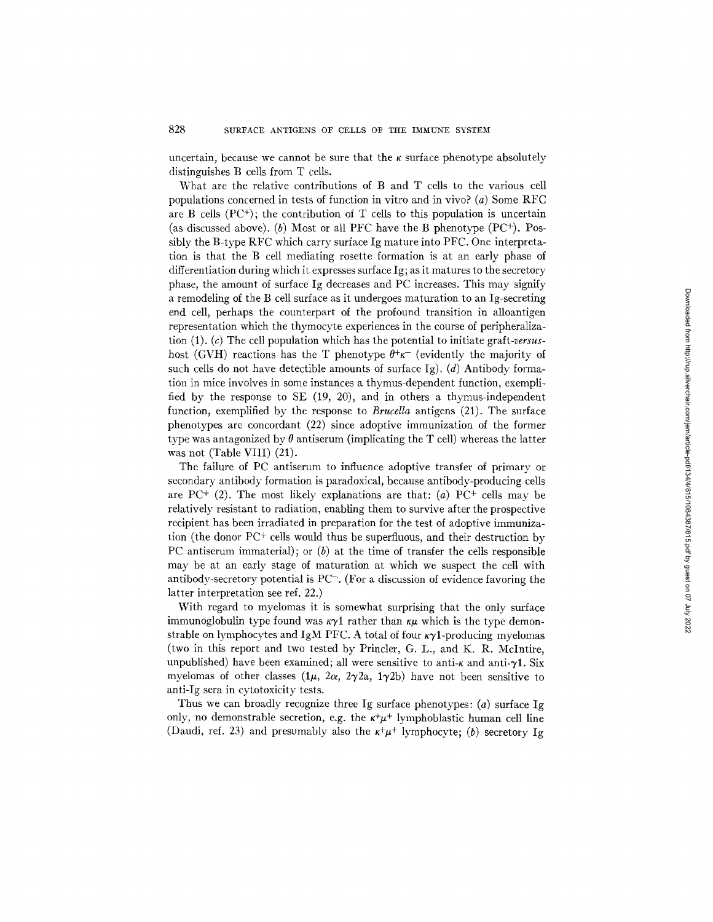uncertain, because we cannot be sure that the $\kappa$ surface phenotype absolutely distinguishes B cells from T cells.

What are the relative contributions of B and T cells to the various cell populations concerned in tests of function in vitro and in vivo? (*a*) Some RFC are B cells ($PC^+$); the contribution of T cells to this population is uncertain (as discussed above). (*b*) Most or all PFC have the B phenotype ($PC^+$). Possibly the B-type RFC which carry surface Ig mature into PFC. One interpretation is that the B cell mediating rosette formation is at an early phase of differentiation during which it expresses surface Ig; as it matures to the secretory phase, the amount of surface Ig decreases and PC increases. This may signify a remodeling of the B cell surface as it undergoes maturation to an Ig-secreting end cell, perhaps the counterpart of the profound transition in alloantigen representation which the thymocyte experiences in the course of peripheralization (1). (*c*) The cell population which has the potential to initiate graft-*versus*-host (GVH) reactions has the T phenotype $\theta^+\kappa^-$ (evidently the majority of such cells do not have detectible amounts of surface Ig). (*d*) Antibody formation in mice involves in some instances a thymus-dependent function, exemplified by the response to SE (19, 20), and in others a thymus-independent function, exemplified by the response to *Brucella* antigens (21). The surface phenotypes are concordant (22) since adoptive immunization of the former type was antagonized by $\theta$ antiserum (implicating the T cell) whereas the latter was not (Table VIII) (21).

The failure of PC antiserum to influence adoptive transfer of primary or secondary antibody formation is paradoxical, because antibody-producing cells are $PC^+$ (2). The most likely explanations are that: (*a*) $PC^+$ cells may be relatively resistant to radiation, enabling them to survive after the prospective recipient has been irradiated in preparation for the test of adoptive immunization (the donor $PC^+$ cells would thus be superfluous, and their destruction by PC antiserum immaterial); or (*b*) at the time of transfer the cells responsible may be at an early stage of maturation at which we suspect the cell with antibody-secretory potential is $PC^-$. (For a discussion of evidence favoring the latter interpretation see ref. 22.)

With regard to myelomas it is somewhat surprising that the only surface immunoglobulin type found was $\kappa\gamma1$ rather than $\kappa\mu$ which is the type demonstrable on lymphocytes and IgM PFC. A total of four $\kappa\gamma1$-producing myelomas (two in this report and two tested by Princler, G. L., and K. R. McIntire, unpublished) have been examined; all were sensitive to anti-$\kappa$ and anti-$\gamma1$. Six myelomas of other classes ($1\mu$, $2\alpha$, $2\gamma2a$, $1\gamma2b$) have not been sensitive to anti-Ig sera in cytotoxicity tests.

Thus we can broadly recognize three Ig surface phenotypes: (*a*) surface Ig only, no demonstrable secretion, e.g. the $\kappa^+\mu^+$ lymphoblastic human cell line (Daudi, ref. 23) and presumably also the $\kappa^+\mu^+$ lymphocyte; (*b*) secretory Ig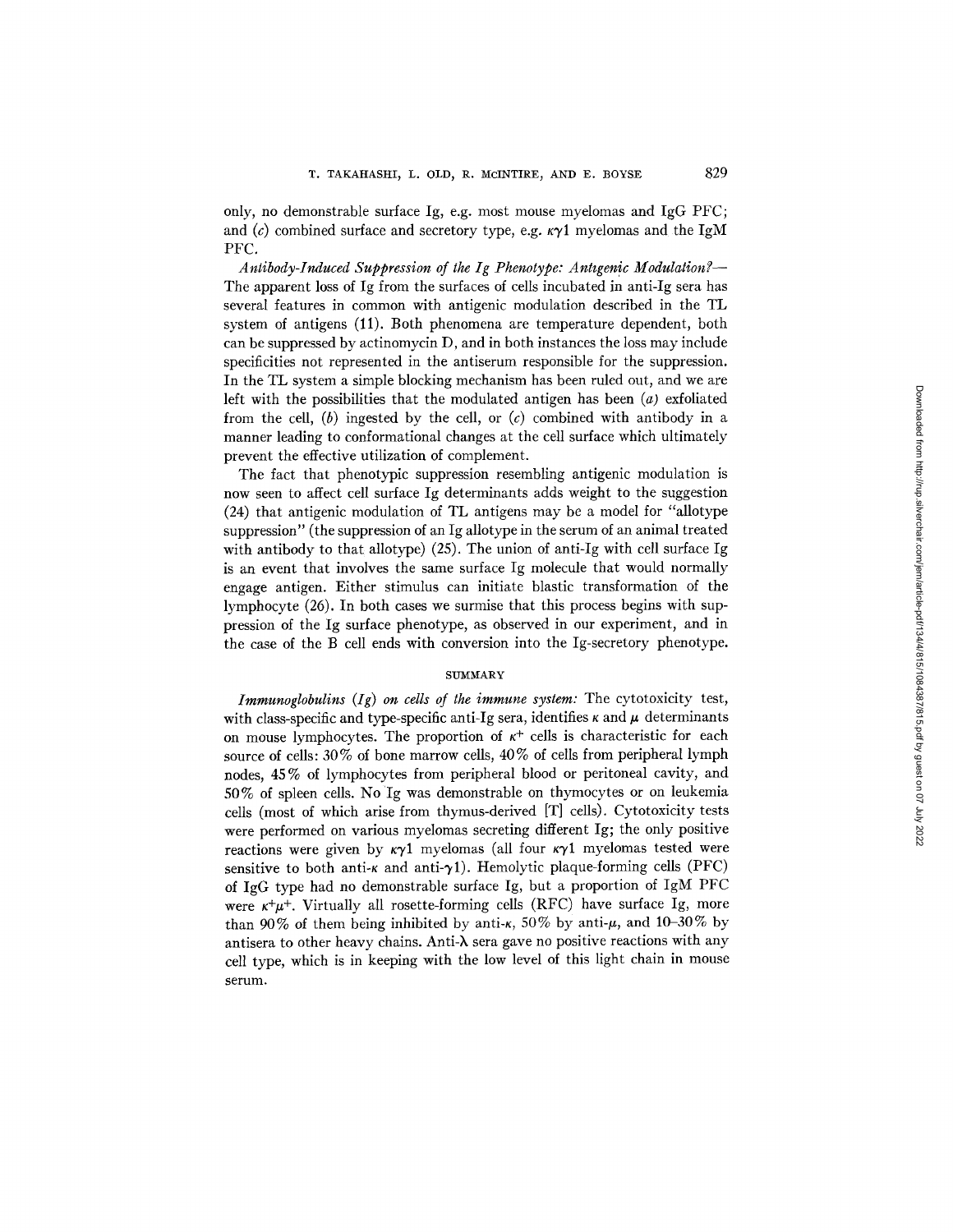only, no demonstrable surface Ig, e.g. most mouse myelomas and IgG PFC; and (*c*) combined surface and secretory type, e.g. $\kappa\gamma1$ myelomas and the IgM PFC.

*Antibody-Induced Suppression of the Ig Phenotype: Antigenic Modulation?*— The apparent loss of Ig from the surfaces of cells incubated in anti-Ig sera has several features in common with antigenic modulation described in the TL system of antigens (11). Both phenomena are temperature dependent, both can be suppressed by actinomycin D, and in both instances the loss may include specificities not represented in the antiserum responsible for the suppression. In the TL system a simple blocking mechanism has been ruled out, and we are left with the possibilities that the modulated antigen has been (*a*) exfoliated from the cell, (*b*) ingested by the cell, or (*c*) combined with antibody in a manner leading to conformational changes at the cell surface which ultimately prevent the effective utilization of complement.

The fact that phenotypic suppression resembling antigenic modulation is now seen to affect cell surface Ig determinants adds weight to the suggestion (24) that antigenic modulation of TL antigens may be a model for "allotype suppression" (the suppression of an Ig allotype in the serum of an animal treated with antibody to that allotype) (25). The union of anti-Ig with cell surface Ig is an event that involves the same surface Ig molecule that would normally engage antigen. Either stimulus can initiate blastic transformation of the lymphocyte (26). In both cases we surmise that this process begins with suppression of the Ig surface phenotype, as observed in our experiment, and in the case of the B cell ends with conversion into the Ig-secretory phenotype.

## SUMMARY

*Immunoglobulins (Ig) on cells of the immune system:* The cytotoxicity test, with class-specific and type-specific anti-Ig sera, identifies $\kappa$ and $\mu$ determinants on mouse lymphocytes. The proportion of $\kappa^+$ cells is characteristic for each source of cells: 30% of bone marrow cells, 40% of cells from peripheral lymph nodes, 45% of lymphocytes from peripheral blood or peritoneal cavity, and 50% of spleen cells. No Ig was demonstrable on thymocytes or on leukemia cells (most of which arise from thymus-derived [T] cells). Cytotoxicity tests were performed on various myelomas secreting different Ig; the only positive reactions were given by $\kappa\gamma1$ myelomas (all four $\kappa\gamma1$ myelomas tested were sensitive to both anti-$\kappa$ and anti-$\gamma1$). Hemolytic plaque-forming cells (PFC) of IgG type had no demonstrable surface Ig, but a proportion of IgM PFC were $\kappa^+\mu^+$. Virtually all rosette-forming cells (RFC) have surface Ig, more than 90% of them being inhibited by anti-$\kappa$, 50% by anti-$\mu$, and 10–30% by antisera to other heavy chains. Anti-$\lambda$ sera gave no positive reactions with any cell type, which is in keeping with the low level of this light chain in mouse serum.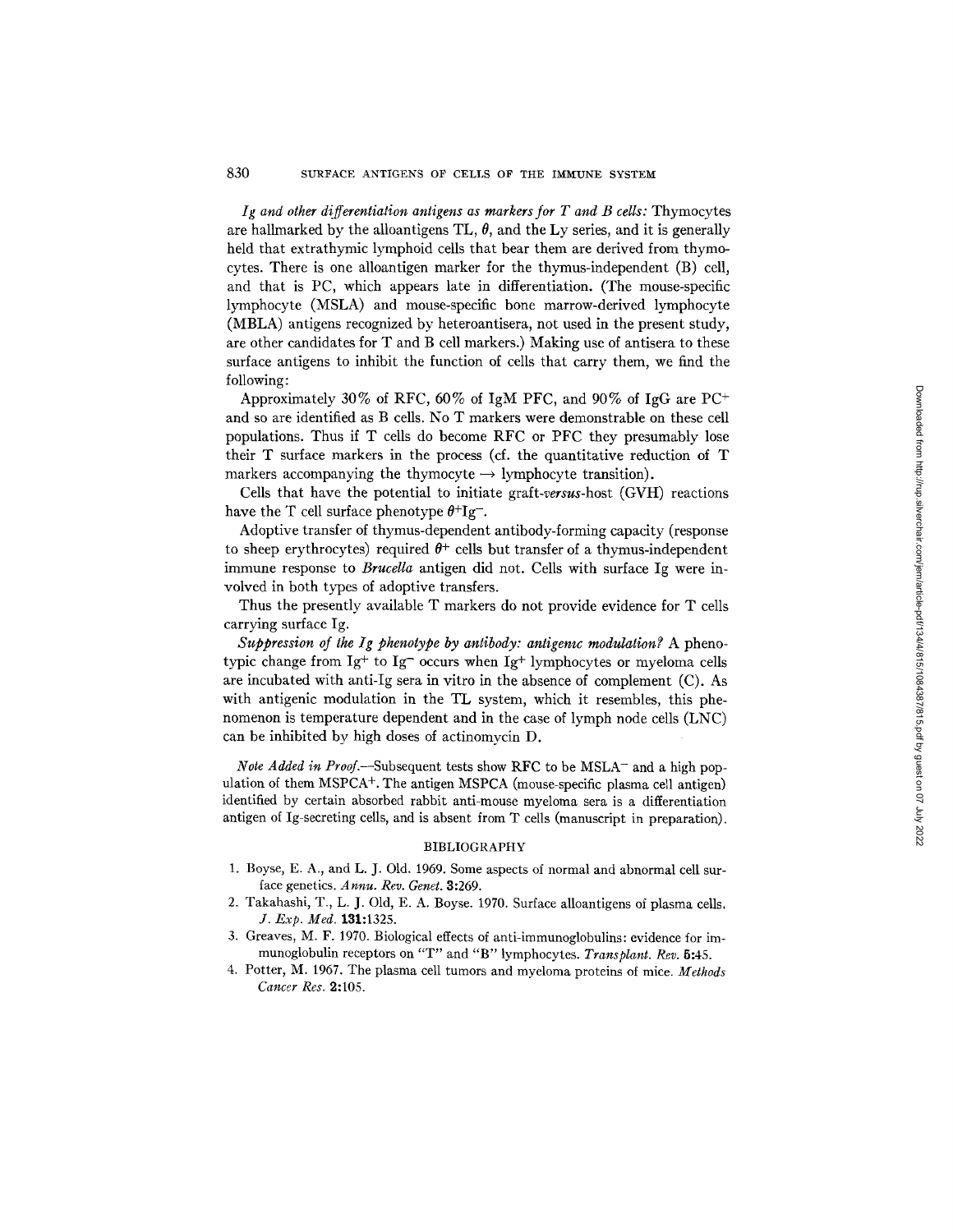*Ig and other differentiation antigens as markers for T and B cells:* Thymocytes are hallmarked by the alloantigens TL, $\theta$, and the Ly series, and it is generally held that extrathymic lymphoid cells that bear them are derived from thymocytes. There is one alloantigen marker for the thymus-independent (B) cell, and that is PC, which appears late in differentiation. (The mouse-specific lymphocyte (MSLA) and mouse-specific bone marrow-derived lymphocyte (MBLA) antigens recognized by heteroantisera, not used in the present study, are other candidates for T and B cell markers.) Making use of antisera to these surface antigens to inhibit the function of cells that carry them, we find the following:

Approximately 30% of RFC, 60% of IgM PFC, and 90% of IgG are $PC^+$ and so are identified as B cells. No T markers were demonstrable on these cell populations. Thus if T cells do become RFC or PFC they presumably lose their T surface markers in the process (cf. the quantitative reduction of T markers accompanying the thymocyte $\rightarrow$ lymphocyte transition).

Cells that have the potential to initiate graft-*versus*-host (GVH) reactions have the T cell surface phenotype $\theta^+Ig^-$.

Adoptive transfer of thymus-dependent antibody-forming capacity (response to sheep erythrocytes) required $\theta^+$ cells but transfer of a thymus-independent immune response to *Brucella* antigen did not. Cells with surface Ig were involved in both types of adoptive transfers.

Thus the presently available T markers do not provide evidence for T cells carrying surface Ig.

*Suppression of the Ig phenotype by antibody: antigenic modulation?* A phenotypic change from $Ig^+$ to $Ig^-$ occurs when $Ig^+$ lymphocytes or myeloma cells are incubated with anti-Ig sera in vitro in the absence of complement (C). As with antigenic modulation in the TL system, which it resembles, this phenomenon is temperature dependent and in the case of lymph node cells (LNC) can be inhibited by high doses of actinomycin D.

*Note Added in Proof.*—Subsequent tests show RFC to be $MSLA^-$ and a high population of them $MSPCA^+$. The antigen MSPCA (mouse-specific plasma cell antigen) identified by certain absorbed rabbit anti-mouse myeloma sera is a differentiation antigen of Ig-secreting cells, and is absent from T cells (manuscript in preparation).

## BIBLIOGRAPHY

1. Boyse, E. A., and L. J. Old. 1969. Some aspects of normal and abnormal cell surface genetics. *Annu. Rev. Genet.* **3**:269.
2. Takahashi, T., L. J. Old, E. A. Boyse. 1970. Surface alloantigens of plasma cells. *J. Exp. Med.* **131**:1325.
3. Greaves, M. F. 1970. Biological effects of anti-immunoglobulins: evidence for immunoglobulin receptors on "T" and "B" lymphocytes. *Transplant. Rev.* **5**:45.
4. Potter, M. 1967. The plasma cell tumors and myeloma proteins of mice. *Methods Cancer Res.* **2**:105.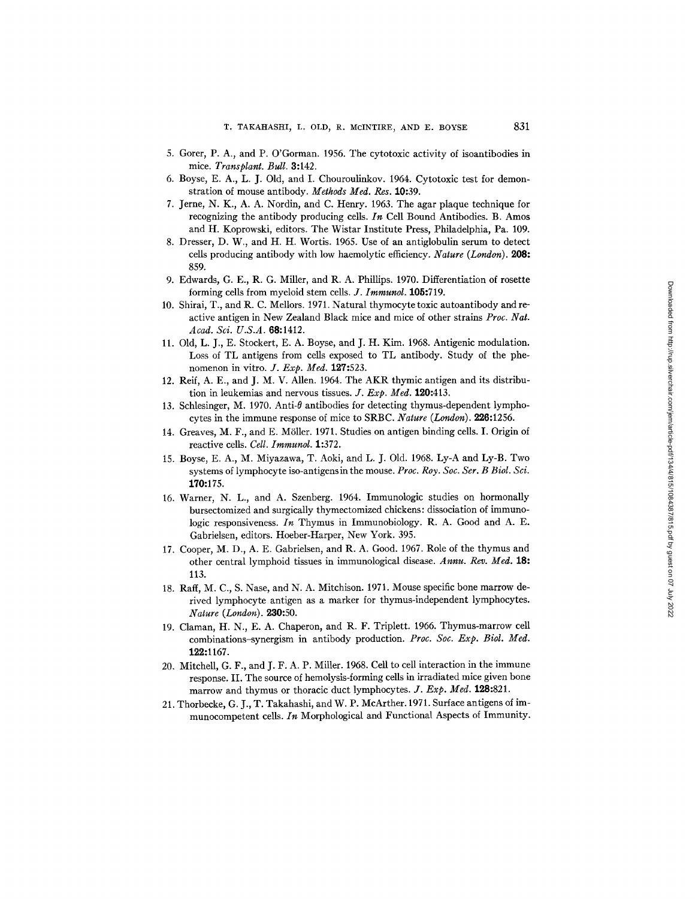5. Gorer, P. A., and P. O'Gorman. 1956. The cytotoxic activity of isoantibodies in mice. *Transplant. Bull.* **3:**142.
6. Boyse, E. A., L. J. Old, and I. Chouroulinkov. 1964. Cytotoxic test for demonstration of mouse antibody. *Methods Med. Res.* **10:**39.
7. Jerne, N. K., A. A. Nordin, and C. Henry. 1963. The agar plaque technique for recognizing the antibody producing cells. *In* Cell Bound Antibodies. B. Amos and H. Koprowski, editors. The Wistar Institute Press, Philadelphia, Pa. 109.
8. Dresser, D. W., and H. H. Wortis. 1965. Use of an antiglobulin serum to detect cells producing antibody with low haemolytic efficiency. *Nature (London).* **208:** 859.
9. Edwards, G. E., R. G. Miller, and R. A. Phillips. 1970. Differentiation of rosette forming cells from myeloid stem cells. *J. Immunol.* **105:**719.
10. Shirai, T., and R. C. Mellors. 1971. Natural thymocyte toxic autoantibody and reactive antigen in New Zealand Black mice and mice of other strains *Proc. Nat. Acad. Sci. U.S.A.* **68:**1412.
11. Old, L. J., E. Stockert, E. A. Boyse, and J. H. Kim. 1968. Antigenic modulation. Loss of TL antigens from cells exposed to TL antibody. Study of the phenomenon in vitro. *J. Exp. Med.* **127:**523.
12. Reif, A. E., and J. M. V. Allen. 1964. The AKR thymic antigen and its distribution in leukemias and nervous tissues. *J. Exp. Med.* **120:**413.
13. Schlesinger, M. 1970. Anti-$\theta$ antibodies for detecting thymus-dependent lymphocytes in the immune response of mice to SRBC. *Nature (London).* **226:**1256.
14. Greaves, M. F., and E. Möller. 1971. Studies on antigen binding cells. I. Origin of reactive cells. *Cell. Immunol.* **1:**372.
15. Boyse, E. A., M. Miyazawa, T. Aoki, and L. J. Old. 1968. Ly-A and Ly-B. Two systems of lymphocyte iso-antigens in the mouse. *Proc. Roy. Soc. Ser. B Biol. Sci.* **170:**175.
16. Warner, N. L., and A. Szenberg. 1964. Immunologic studies on hormonally bursectomized and surgically thymectomized chickens: dissociation of immunologic responsiveness. *In* Thymus in Immunobiology. R. A. Good and A. E. Gabrielsen, editors. Hoeber-Harper, New York. 395.
17. Cooper, M. D., A. E. Gabrielsen, and R. A. Good. 1967. Role of the thymus and other central lymphoid tissues in immunological disease. *Annu. Rev. Med.* **18:** 113.
18. Raff, M. C., S. Nase, and N. A. Mitchison. 1971. Mouse specific bone marrow derived lymphocyte antigen as a marker for thymus-independent lymphocytes. *Nature (London).* **230:**50.
19. Claman, H. N., E. A. Chaperon, and R. F. Triplett. 1966. Thymus-marrow cell combinations-synergism in antibody production. *Proc. Soc. Exp. Biol. Med.* **122:**1167.
20. Mitchell, G. F., and J. F. A. P. Miller. 1968. Cell to cell interaction in the immune response. II. The source of hemolysis-forming cells in irradiated mice given bone marrow and thymus or thoracic duct lymphocytes. *J. Exp. Med.* **128:**821.
21. Thorbecke, G. J., T. Takahashi, and W. P. McArther. 1971. Surface antigens of immunocompetent cells. *In* Morphological and Functional Aspects of Immunity.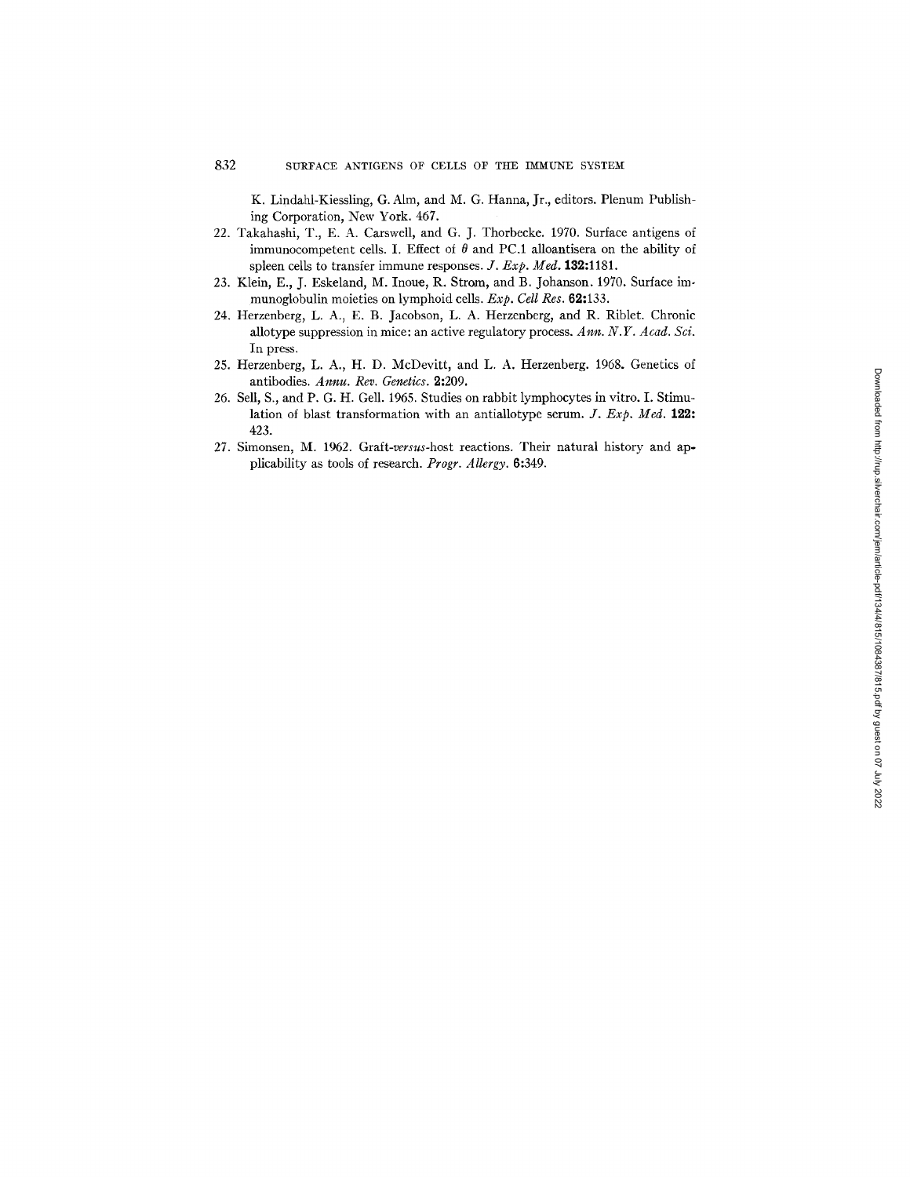K. Lindahl-Kiessling, G. Alm, and M. G. Hanna, Jr., editors. Plenum Publishing Corporation, New York. 467.

22. Takahashi, T., E. A. Carswell, and G. J. Thorbecke. 1970. Surface antigens of immunocompetent cells. I. Effect of $\theta$ and PC.1 alloantisera on the ability of spleen cells to transfer immune responses. *J. Exp. Med.* **132:**1181.
23. Klein, E., J. Eskeland, M. Inoue, R. Strom, and B. Johanson. 1970. Surface immunoglobulin moieties on lymphoid cells. *Exp. Cell Res.* **62:**133.
24. Herzenberg, L. A., E. B. Jacobson, L. A. Herzenberg, and R. Riblet. Chronic allotype suppression in mice: an active regulatory process. *Ann. N.Y. Acad. Sci.* In press.
25. Herzenberg, L. A., H. D. McDevitt, and L. A. Herzenberg. 1968. Genetics of antibodies. *Annu. Rev. Genetics.* **2:**209.
26. Sell, S., and P. G. H. Gell. 1965. Studies on rabbit lymphocytes in vitro. I. Stimulation of blast transformation with an antiallotype serum. *J. Exp. Med.* **122:** 423.
27. Simonsen, M. 1962. Graft-*versus*-host reactions. Their natural history and applicability as tools of research. *Progr. Allergy.* **6:**349.